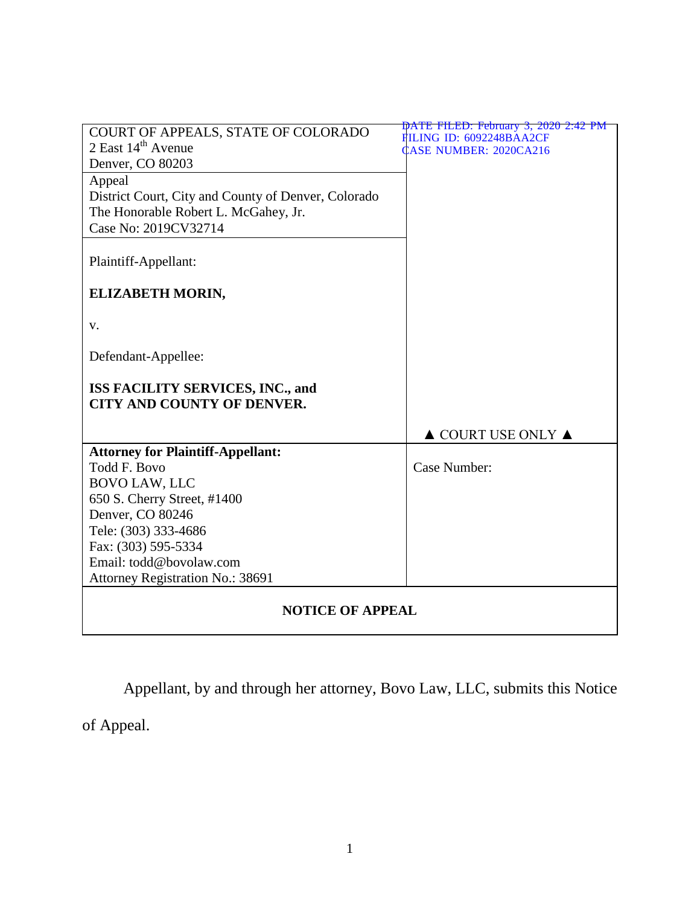| COURT OF APPEALS, STATE OF COLORADO<br>2 East 14th Avenue<br>Denver, CO 80203 | DATE FILED: February 3, 2020 2:42 PM<br>FILING ID: 6092248BAA2CF<br>CASE NUMBER: 2020CA216 |
|---|---|
| Appeal<br>District Court, City and County of Denver, Colorado<br>The Honorable Robert L. McGahey, Jr.<br>Case No: 2019CV32714 | |
| Plaintiff-Appellant:<br><br>**ELIZABETH MORIN,**<br><br>v.<br><br>Defendant-Appellee:<br><br>**ISS FACILITY SERVICES, INC., and CITY AND COUNTY OF DENVER.** | ▲ COURT USE ONLY ▲ |
| **Attorney for Plaintiff-Appellant:**<br>Todd F. Bovo<br>BOVO LAW, LLC<br>650 S. Cherry Street, #1400<br>Denver, CO 80246<br>Tele: (303) 333-4686<br>Fax: (303) 595-5334<br>Email: todd@bovolaw.com<br>Attorney Registration No.: 38691 | Case Number: |

**NOTICE OF APPEAL**

Appellant, by and through her attorney, Bovo Law, LLC, submits this Notice of Appeal.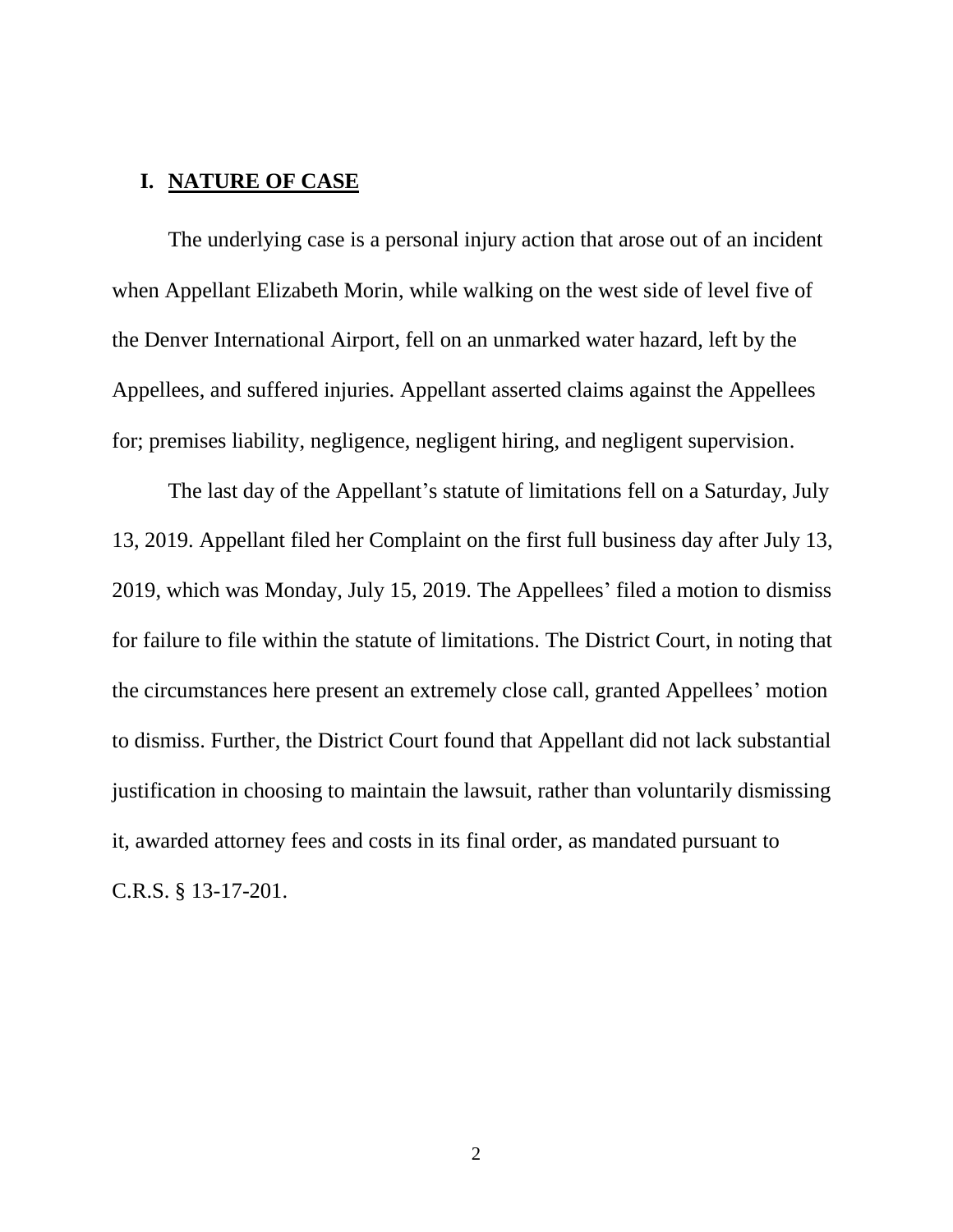## I. NATURE OF CASE

The underlying case is a personal injury action that arose out of an incident when Appellant Elizabeth Morin, while walking on the west side of level five of the Denver International Airport, fell on an unmarked water hazard, left by the Appellees, and suffered injuries. Appellant asserted claims against the Appellees for; premises liability, negligence, negligent hiring, and negligent supervision.

The last day of the Appellant's statute of limitations fell on a Saturday, July 13, 2019. Appellant filed her Complaint on the first full business day after July 13, 2019, which was Monday, July 15, 2019. The Appellees' filed a motion to dismiss for failure to file within the statute of limitations. The District Court, in noting that the circumstances here present an extremely close call, granted Appellees' motion to dismiss. Further, the District Court found that Appellant did not lack substantial justification in choosing to maintain the lawsuit, rather than voluntarily dismissing it, awarded attorney fees and costs in its final order, as mandated pursuant to C.R.S. § 13-17-201.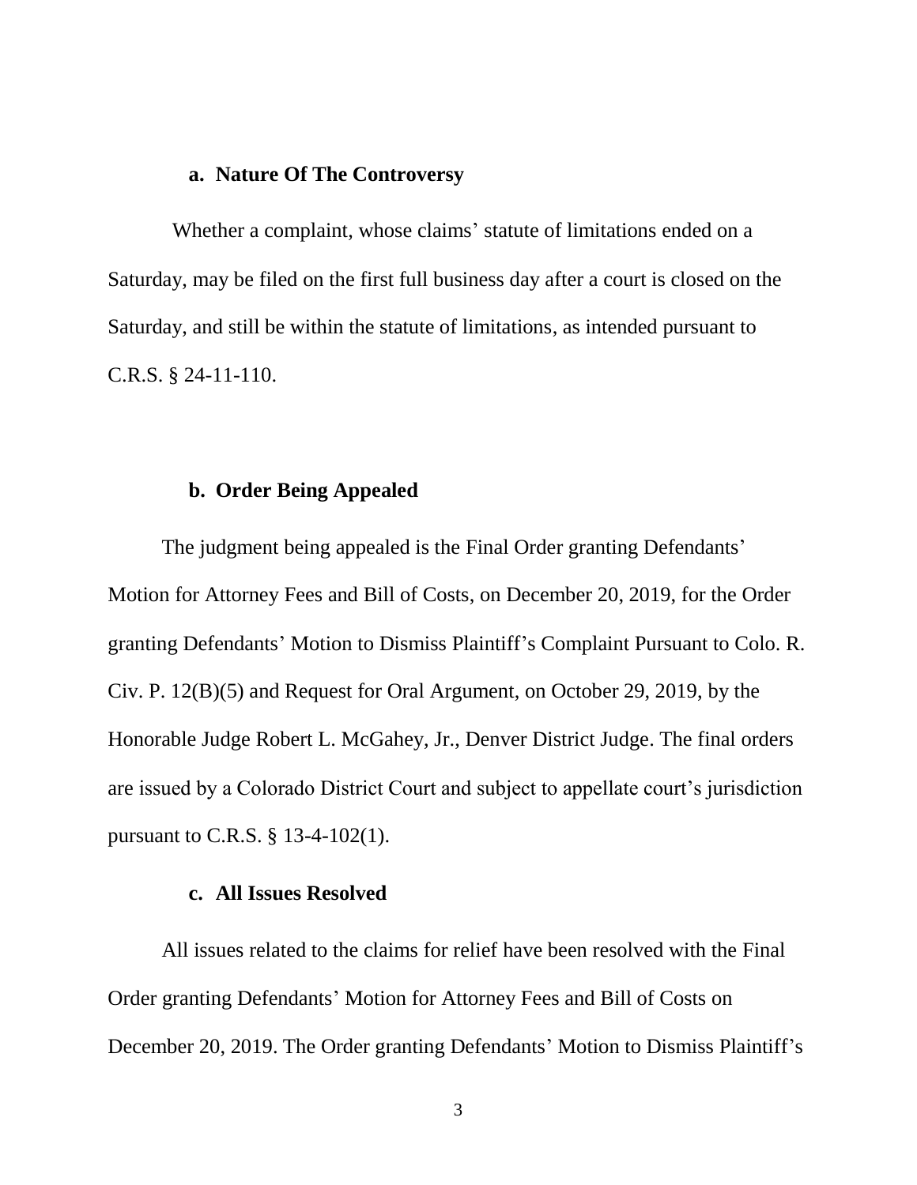**a. Nature Of The Controversy**

Whether a complaint, whose claims' statute of limitations ended on a Saturday, may be filed on the first full business day after a court is closed on the Saturday, and still be within the statute of limitations, as intended pursuant to C.R.S. § 24-11-110.

**b. Order Being Appealed**

The judgment being appealed is the Final Order granting Defendants' Motion for Attorney Fees and Bill of Costs, on December 20, 2019, for the Order granting Defendants' Motion to Dismiss Plaintiff's Complaint Pursuant to Colo. R. Civ. P. 12(B)(5) and Request for Oral Argument, on October 29, 2019, by the Honorable Judge Robert L. McGahey, Jr., Denver District Judge. The final orders are issued by a Colorado District Court and subject to appellate court's jurisdiction pursuant to C.R.S. § 13-4-102(1).

**c. All Issues Resolved**

All issues related to the claims for relief have been resolved with the Final Order granting Defendants' Motion for Attorney Fees and Bill of Costs on December 20, 2019. The Order granting Defendants' Motion to Dismiss Plaintiff's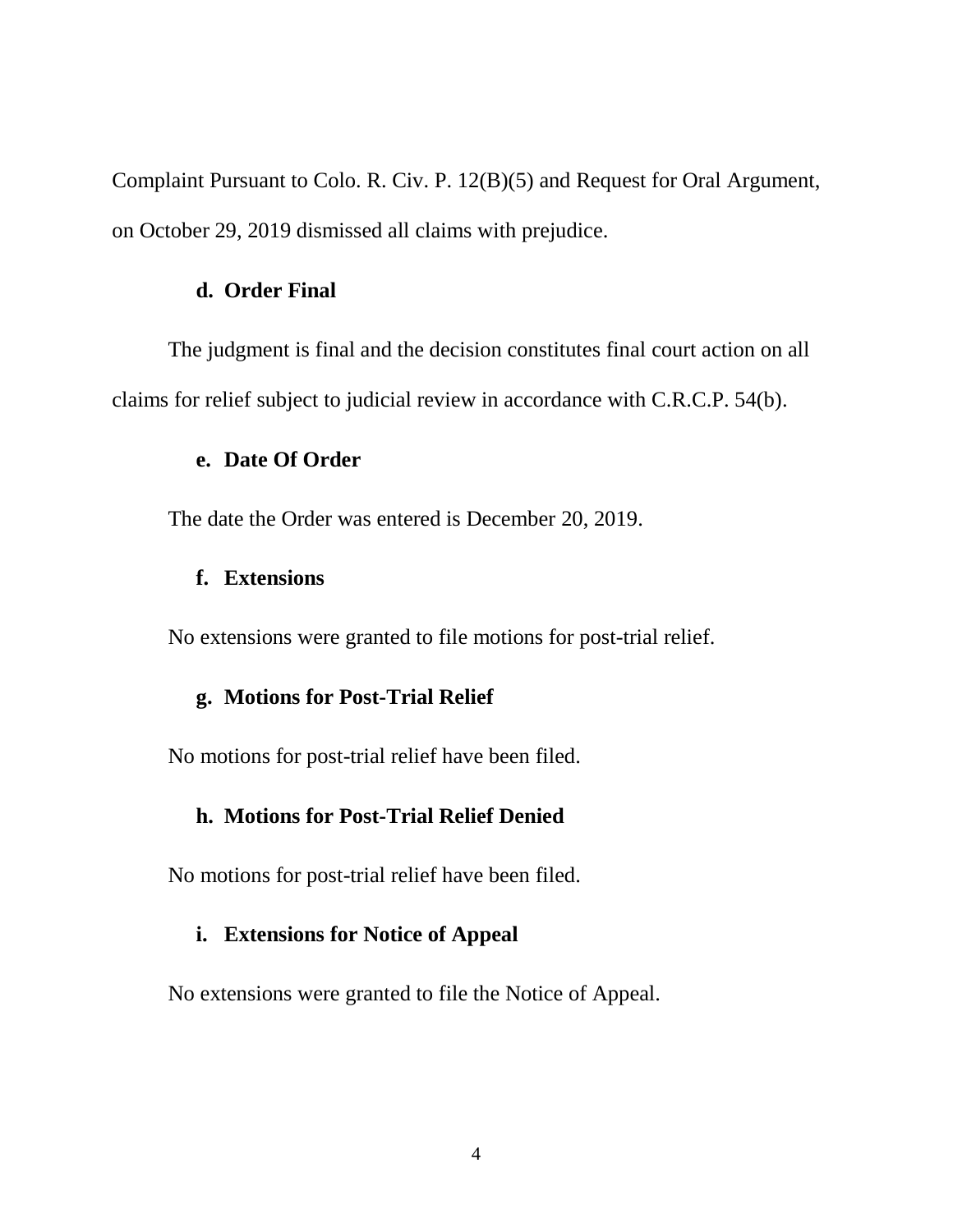Complaint Pursuant to Colo. R. Civ. P. 12(B)(5) and Request for Oral Argument, on October 29, 2019 dismissed all claims with prejudice.

**d. Order Final**

The judgment is final and the decision constitutes final court action on all claims for relief subject to judicial review in accordance with C.R.C.P. 54(b).

**e. Date Of Order**

The date the Order was entered is December 20, 2019.

**f. Extensions**

No extensions were granted to file motions for post-trial relief.

**g. Motions for Post-Trial Relief**

No motions for post-trial relief have been filed.

**h. Motions for Post-Trial Relief Denied**

No motions for post-trial relief have been filed.

**i. Extensions for Notice of Appeal**

No extensions were granted to file the Notice of Appeal.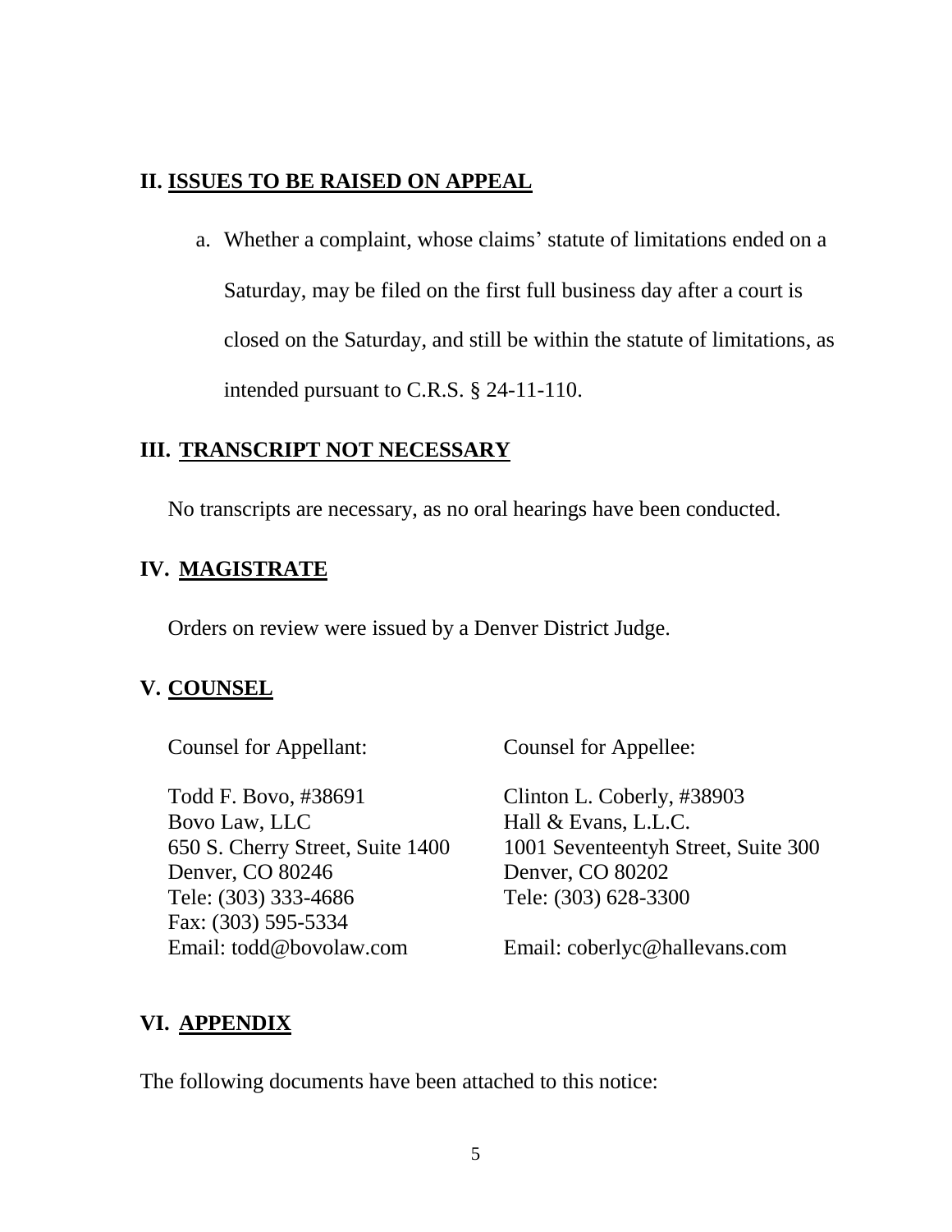## II. ISSUES TO BE RAISED ON APPEAL

a. Whether a complaint, whose claims' statute of limitations ended on a Saturday, may be filed on the first full business day after a court is closed on the Saturday, and still be within the statute of limitations, as intended pursuant to C.R.S. § 24-11-110.

## III. TRANSCRIPT NOT NECESSARY

No transcripts are necessary, as no oral hearings have been conducted.

## IV. MAGISTRATE

Orders on review were issued by a Denver District Judge.

## V. COUNSEL

| Counsel for Appellant: | Counsel for Appellee: |
|---|---|
| Todd F. Bovo, #38691<br>Bovo Law, LLC<br>650 S. Cherry Street, Suite 1400<br>Denver, CO 80246<br>Tele: (303) 333-4686<br>Fax: (303) 595-5334<br>Email: todd@bovolaw.com | Clinton L. Coberly, #38903<br>Hall & Evans, L.L.C.<br>1001 Seventeentyh Street, Suite 300<br>Denver, CO 80202<br>Tele: (303) 628-3300<br><br>Email: coberlyc@hallevans.com |

## VI. APPENDIX

The following documents have been attached to this notice: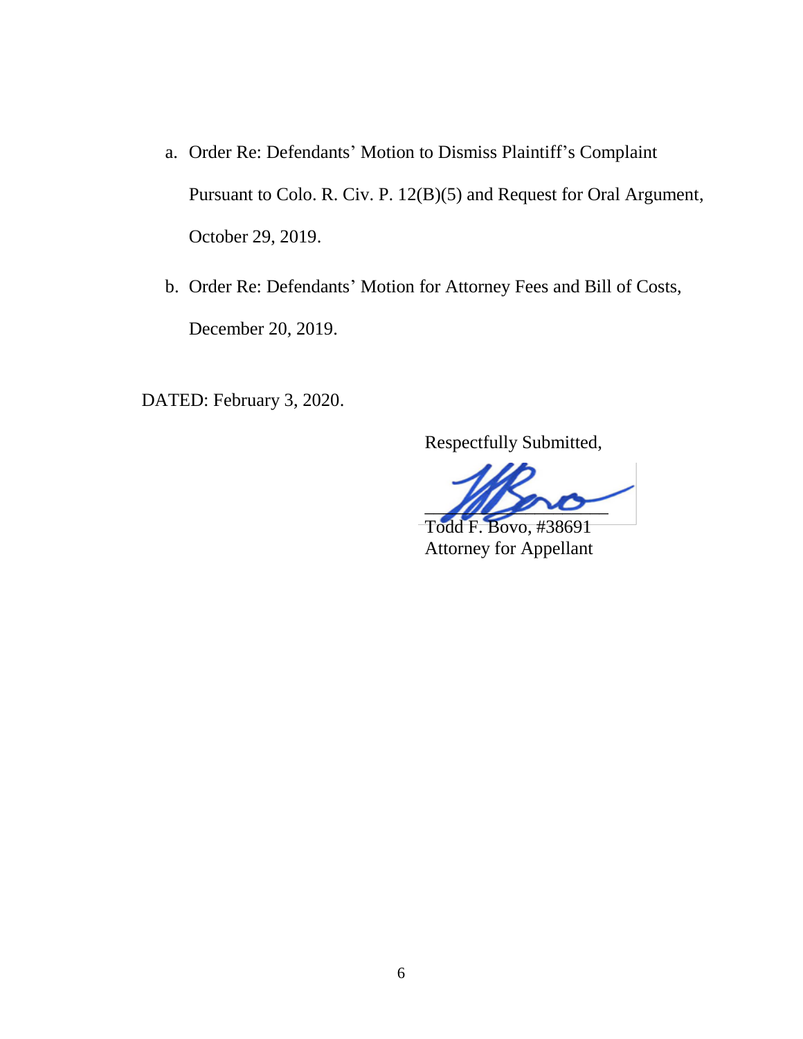a. Order Re: Defendants' Motion to Dismiss Plaintiff's Complaint Pursuant to Colo. R. Civ. P. 12(B)(5) and Request for Oral Argument, October 29, 2019.

b. Order Re: Defendants' Motion for Attorney Fees and Bill of Costs, December 20, 2019.

DATED: February 3, 2020.

Respectfully Submitted,

\_\_\_\_\_\_\_\_\_\_\_\_\_\_\_\_\_\_\_\_\_\_\_\_

Todd F. Bovo, #38691
Attorney for Appellant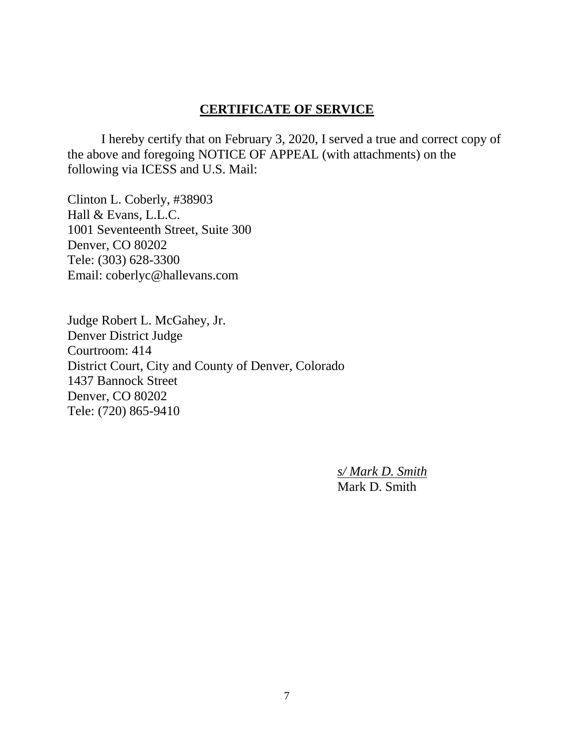## CERTIFICATE OF SERVICE

I hereby certify that on February 3, 2020, I served a true and correct copy of the above and foregoing NOTICE OF APPEAL (with attachments) on the following via ICESS and U.S. Mail:

Clinton L. Coberly, #38903  
Hall & Evans, L.L.C.  
1001 Seventeenth Street, Suite 300  
Denver, CO 80202  
Tele: (303) 628-3300  
Email: coberlyc@hallevans.com

Judge Robert L. McGahey, Jr.  
Denver District Judge  
Courtroom: 414  
District Court, City and County of Denver, Colorado  
1437 Bannock Street  
Denver, CO 80202  
Tele: (720) 865-9410

*s/ Mark D. Smith*  
Mark D. Smith